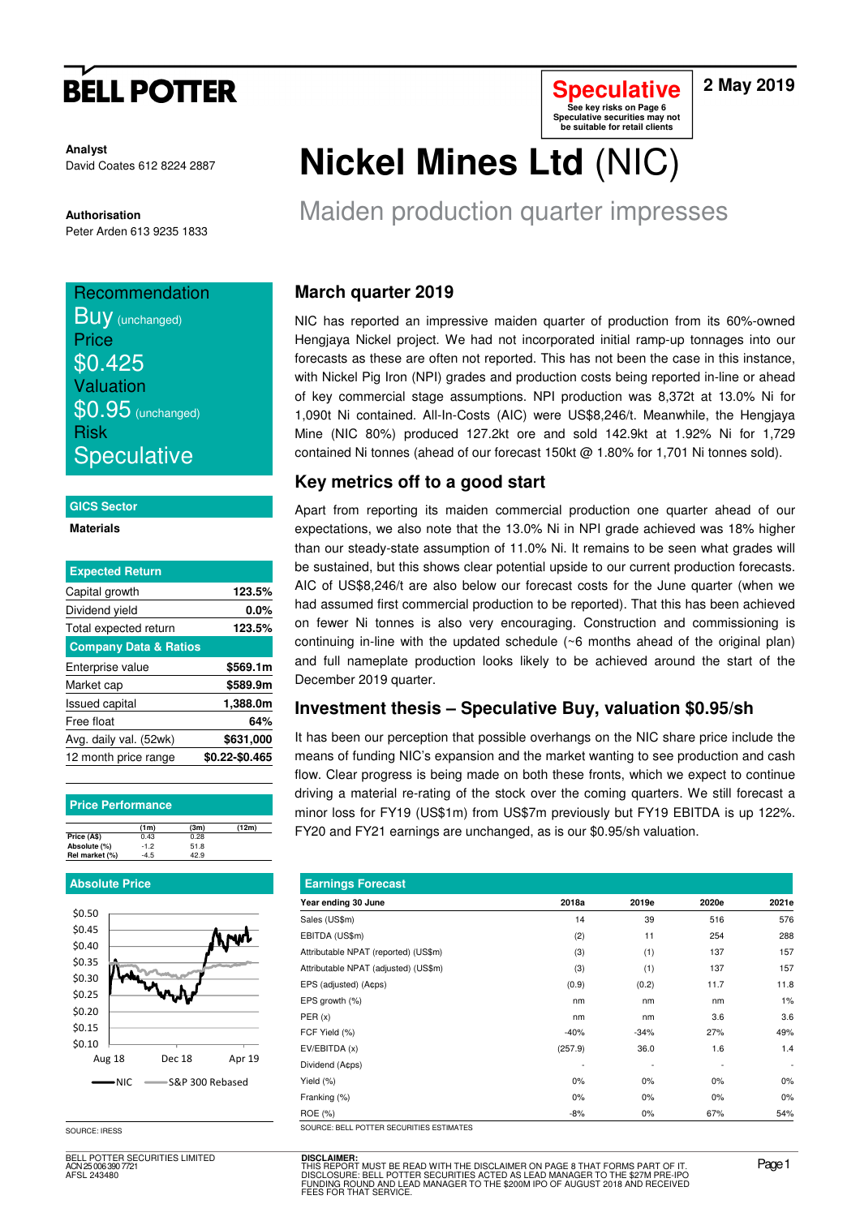# BELL POTTER

**Speculative**
See key risks on Page 6
Speculative securities may not be suitable for retail clients

2 May 2019

**Analyst**
David Coates 612 8224 2887

**Authorisation**
Peter Arden 613 9235 1833

# Nickel Mines Ltd (NIC)

## Maiden production quarter impresses

Recommendation
Buy (unchanged)
Price
$0.425
Valuation
$0.95 (unchanged)
Risk
Speculative

**GICS Sector**

**Materials**

| Expected Return | |
|---|---|
| Capital growth | 123.5% |
| Dividend yield | 0.0% |
| Total expected return | 123.5% |
| **Company Data & Ratios** | |
| Enterprise value | $569.1m |
| Market cap | $589.9m |
| Issued capital | 1,388.0m |
| Free float | 64% |
| Avg. daily val. (52wk) | $631,000 |
| 12 month price range | $0.22-$0.465 |

**Price Performance**

| | (1m) | (3m) | (12m) |
|---|---|---|---|
| Price (A$) | 0.43 | 0.28 | |
| Absolute (%) | -1.2 | 51.8 | |
| Rel market (%) | -4.5 | 42.9 | |

**Absolute Price**

$0.50
$0.45
$0.40
$0.35
$0.30
$0.25
$0.20
$0.15
$0.10
Aug 18
Dec 18
Apr 19
NIC
S&P 300 Rebased

SOURCE: IRESS

### March quarter 2019

NIC has reported an impressive maiden quarter of production from its 60%-owned Hengjaya Nickel project. We had not incorporated initial ramp-up tonnages into our forecasts as these are often not reported. This has not been the case in this instance, with Nickel Pig Iron (NPI) grades and production costs being reported in-line or ahead of key commercial stage assumptions. NPI production was 8,372t at 13.0% Ni for 1,090t Ni contained. All-In-Costs (AIC) were US$8,246/t. Meanwhile, the Hengjaya Mine (NIC 80%) produced 127.2kt ore and sold 142.9kt at 1.92% Ni for 1,729 contained Ni tonnes (ahead of our forecast 150kt @ 1.80% for 1,701 Ni tonnes sold).

### Key metrics off to a good start

Apart from reporting its maiden commercial production one quarter ahead of our expectations, we also note that the 13.0% Ni in NPI grade achieved was 18% higher than our steady-state assumption of 11.0% Ni. It remains to be seen what grades will be sustained, but this shows clear potential upside to our current production forecasts. AIC of US$8,246/t are also below our forecast costs for the June quarter (when we had assumed first commercial production to be reported). That this has been achieved on fewer Ni tonnes is also very encouraging. Construction and commissioning is continuing in-line with the updated schedule (~6 months ahead of the original plan) and full nameplate production looks likely to be achieved around the start of the December 2019 quarter.

### Investment thesis – Speculative Buy, valuation $0.95/sh

It has been our perception that possible overhangs on the NIC share price include the means of funding NIC's expansion and the market wanting to see production and cash flow. Clear progress is being made on both these fronts, which we expect to continue driving a material re-rating of the stock over the coming quarters. We still forecast a minor loss for FY19 (US$1m) from US$7m previously but FY19 EBITDA is up 122%. FY20 and FY21 earnings are unchanged, as is our $0.95/sh valuation.

**Earnings Forecast**

| Year ending 30 June | 2018a | 2019e | 2020e | 2021e |
|---|---|---|---|---|
| Sales (US$m) | 14 | 39 | 516 | 576 |
| EBITDA (US$m) | (2) | 11 | 254 | 288 |
| Attributable NPAT (reported) (US$m) | (3) | (1) | 137 | 157 |
| Attributable NPAT (adjusted) (US$m) | (3) | (1) | 137 | 157 |
| EPS (adjusted) (A¢ps) | (0.9) | (0.2) | 11.7 | 11.8 |
| EPS growth (%) | nm | nm | nm | 1% |
| PER (x) | nm | nm | 3.6 | 3.6 |
| FCF Yield (%) | -40% | -34% | 27% | 49% |
| EV/EBITDA (x) | (257.9) | 36.0 | 1.6 | 1.4 |
| Dividend (A¢ps) | - | - | - | - |
| Yield (%) | 0% | 0% | 0% | 0% |
| Franking (%) | 0% | 0% | 0% | 0% |
| ROE (%) | -8% | 0% | 67% | 54% |

SOURCE: BELL POTTER SECURITIES ESTIMATES

BELL POTTER SECURITIES LIMITED
ACN 25 006 390 7721
AFSL 243480

**DISCLAIMER:**
THIS REPORT MUST BE READ WITH THE DISCLAIMER ON PAGE 8 THAT FORMS PART OF IT.
DISCLOSURE: BELL POTTER SECURITIES ACTED AS LEAD MANAGER TO THE $27M PRE-IPO FUNDING ROUND AND LEAD MANAGER TO THE $200M IPO OF AUGUST 2018 AND RECEIVED FEES FOR THAT SERVICE.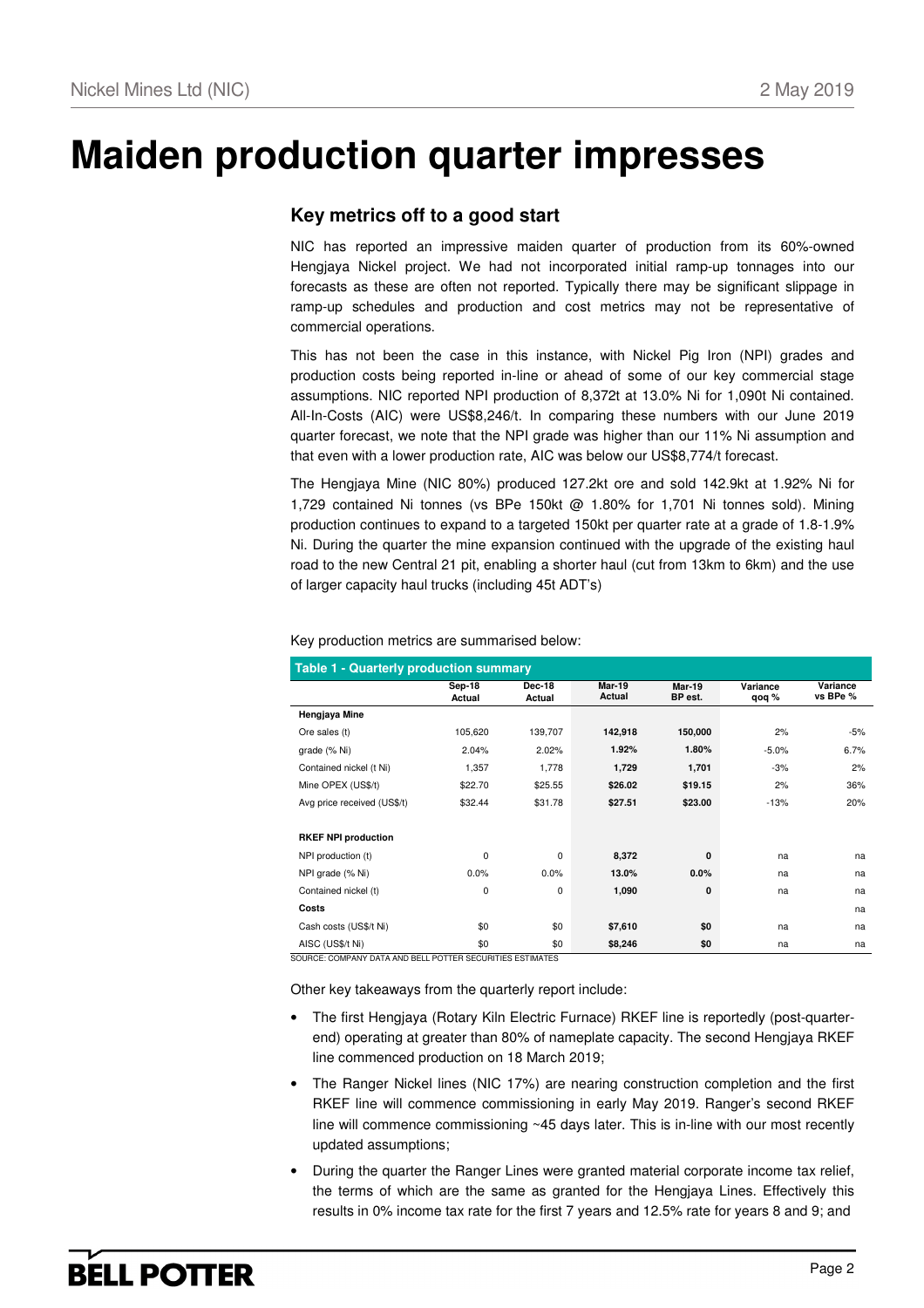# Maiden production quarter impresses

## Key metrics off to a good start

NIC has reported an impressive maiden quarter of production from its 60%-owned Hengjaya Nickel project. We had not incorporated initial ramp-up tonnages into our forecasts as these are often not reported. Typically there may be significant slippage in ramp-up schedules and production and cost metrics may not be representative of commercial operations.

This has not been the case in this instance, with Nickel Pig Iron (NPI) grades and production costs being reported in-line or ahead of some of our key commercial stage assumptions. NIC reported NPI production of 8,372t at 13.0% Ni for 1,090t Ni contained. All-In-Costs (AIC) were US$8,246/t. In comparing these numbers with our June 2019 quarter forecast, we note that the NPI grade was higher than our 11% Ni assumption and that even with a lower production rate, AIC was below our US$8,774/t forecast.

The Hengjaya Mine (NIC 80%) produced 127.2kt ore and sold 142.9kt at 1.92% Ni for 1,729 contained Ni tonnes (vs BPe 150kt @ 1.80% for 1,701 Ni tonnes sold). Mining production continues to expand to a targeted 150kt per quarter rate at a grade of 1.8-1.9% Ni. During the quarter the mine expansion continued with the upgrade of the existing haul road to the new Central 21 pit, enabling a shorter haul (cut from 13km to 6km) and the use of larger capacity haul trucks (including 45t ADT's)

Key production metrics are summarised below:

**Table 1 - Quarterly production summary**

| | Sep-18 Actual | Dec-18 Actual | Mar-19 Actual | Mar-19 BP est. | Variance qoq % | Variance vs BPe % |
|---|---|---|---|---|---|---|
| **Hengjaya Mine** | | | | | | |
| Ore sales (t) | 105,620 | 139,707 | **142,918** | **150,000** | 2% | -5% |
| grade (% Ni) | 2.04% | 2.02% | **1.92%** | **1.80%** | -5.0% | 6.7% |
| Contained nickel (t Ni) | 1,357 | 1,778 | **1,729** | **1,701** | -3% | 2% |
| Mine OPEX (US$/t) | $22.70 | $25.55 | **$26.02** | **$19.15** | 2% | 36% |
| Avg price received (US$/t) | $32.44 | $31.78 | **$27.51** | **$23.00** | -13% | 20% |
| | | | | | | |
| **RKEF NPI production** | | | | | | |
| NPI production (t) | 0 | 0 | **8,372** | **0** | na | na |
| NPI grade (% Ni) | 0.0% | 0.0% | **13.0%** | **0.0%** | na | na |
| Contained nickel (t) | 0 | 0 | **1,090** | **0** | na | na |
| **Costs** | | | | | | na |
| Cash costs (US$/t Ni) | $0 | $0 | **$7,610** | **$0** | na | na |
| AISC (US$/t Ni) | $0 | $0 | **$8,246** | **$0** | na | na |

SOURCE: COMPANY DATA AND BELL POTTER SECURITIES ESTIMATES

Other key takeaways from the quarterly report include:

- The first Hengjaya (Rotary Kiln Electric Furnace) RKEF line is reportedly (post-quarter-end) operating at greater than 80% of nameplate capacity. The second Hengjaya RKEF line commenced production on 18 March 2019;
- The Ranger Nickel lines (NIC 17%) are nearing construction completion and the first RKEF line will commence commissioning in early May 2019. Ranger's second RKEF line will commence commissioning ~45 days later. This is in-line with our most recently updated assumptions;
- During the quarter the Ranger Lines were granted material corporate income tax relief, the terms of which are the same as granted for the Hengjaya Lines. Effectively this results in 0% income tax rate for the first 7 years and 12.5% rate for years 8 and 9; and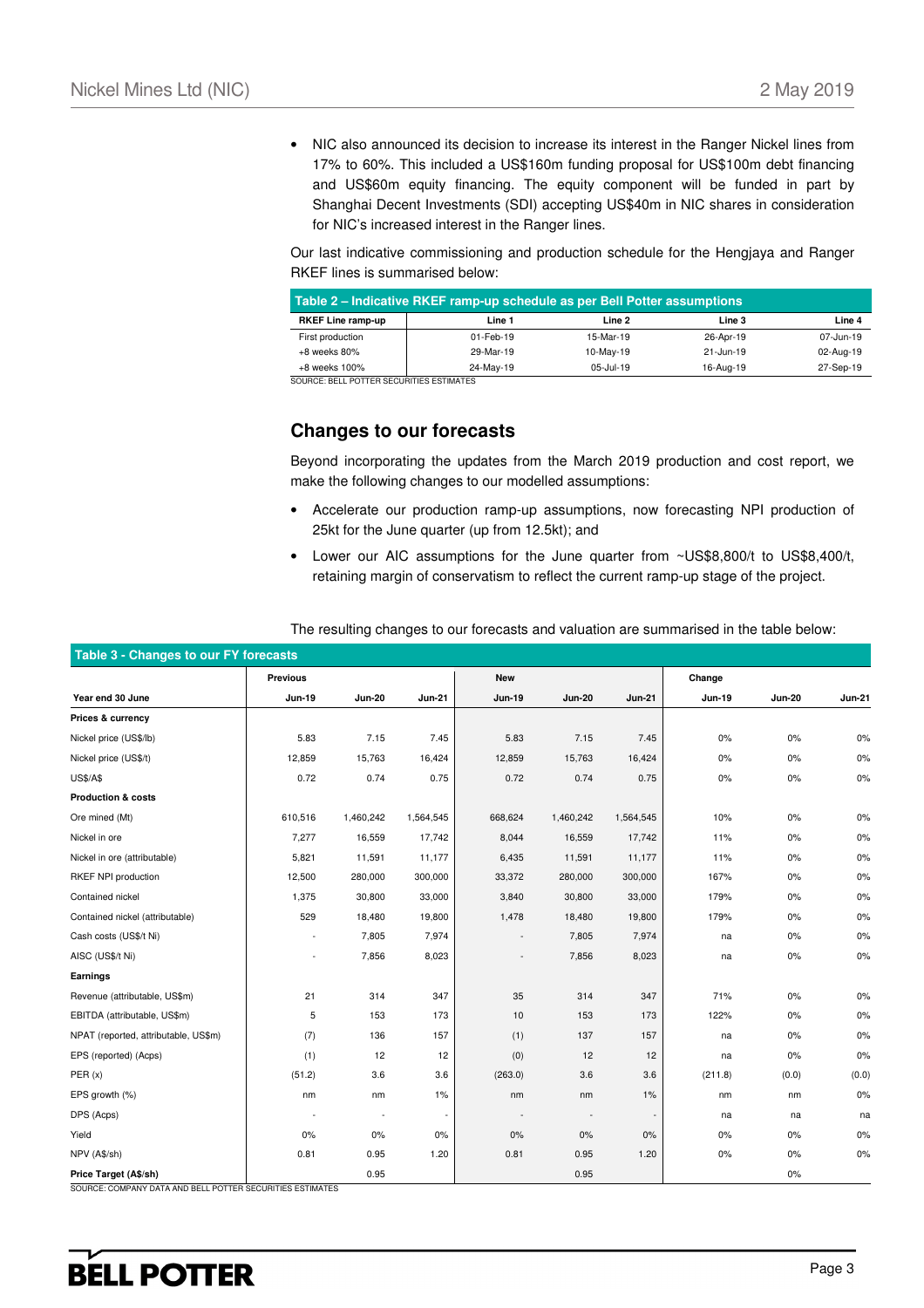- NIC also announced its decision to increase its interest in the Ranger Nickel lines from 17% to 60%. This included a US$160m funding proposal for US$100m debt financing and US$60m equity financing. The equity component will be funded in part by Shanghai Decent Investments (SDI) accepting US$40m in NIC shares in consideration for NIC's increased interest in the Ranger lines.

Our last indicative commissioning and production schedule for the Hengjaya and Ranger RKEF lines is summarised below:

**Table 2 – Indicative RKEF ramp-up schedule as per Bell Potter assumptions**

| RKEF Line ramp-up | Line 1 | Line 2 | Line 3 | Line 4 |
|---|---|---|---|---|
| First production | 01-Feb-19 | 15-Mar-19 | 26-Apr-19 | 07-Jun-19 |
| +8 weeks 80% | 29-Mar-19 | 10-May-19 | 21-Jun-19 | 02-Aug-19 |
| +8 weeks 100% | 24-May-19 | 05-Jul-19 | 16-Aug-19 | 27-Sep-19 |

SOURCE: BELL POTTER SECURITIES ESTIMATES

## Changes to our forecasts

Beyond incorporating the updates from the March 2019 production and cost report, we make the following changes to our modelled assumptions:

- Accelerate our production ramp-up assumptions, now forecasting NPI production of 25kt for the June quarter (up from 12.5kt); and
- Lower our AIC assumptions for the June quarter from ~US$8,800/t to US$8,400/t, retaining margin of conservatism to reflect the current ramp-up stage of the project.

The resulting changes to our forecasts and valuation are summarised in the table below:

**Table 3 - Changes to our FY forecasts**

| | Previous | | | New | | | Change | | |
|---|---|---|---|---|---|---|---|---|---|
| Year end 30 June | Jun-19 | Jun-20 | Jun-21 | Jun-19 | Jun-20 | Jun-21 | Jun-19 | Jun-20 | Jun-21 |
| **Prices & currency** | | | | | | | | | |
| Nickel price (US$/lb) | 5.83 | 7.15 | 7.45 | 5.83 | 7.15 | 7.45 | 0% | 0% | 0% |
| Nickel price (US$/t) | 12,859 | 15,763 | 16,424 | 12,859 | 15,763 | 16,424 | 0% | 0% | 0% |
| US$/A$ | 0.72 | 0.74 | 0.75 | 0.72 | 0.74 | 0.75 | 0% | 0% | 0% |
| **Production & costs** | | | | | | | | | |
| Ore mined (Mt) | 610,516 | 1,460,242 | 1,564,545 | 668,624 | 1,460,242 | 1,564,545 | 10% | 0% | 0% |
| Nickel in ore | 7,277 | 16,559 | 17,742 | 8,044 | 16,559 | 17,742 | 11% | 0% | 0% |
| Nickel in ore (attributable) | 5,821 | 11,591 | 11,177 | 6,435 | 11,591 | 11,177 | 11% | 0% | 0% |
| RKEF NPI production | 12,500 | 280,000 | 300,000 | 33,372 | 280,000 | 300,000 | 167% | 0% | 0% |
| Contained nickel | 1,375 | 30,800 | 33,000 | 3,840 | 30,800 | 33,000 | 179% | 0% | 0% |
| Contained nickel (attributable) | 529 | 18,480 | 19,800 | 1,478 | 18,480 | 19,800 | 179% | 0% | 0% |
| Cash costs (US$/t Ni) | - | 7,805 | 7,974 | - | 7,805 | 7,974 | na | 0% | 0% |
| AISC (US$/t Ni) | - | 7,856 | 8,023 | - | 7,856 | 8,023 | na | 0% | 0% |
| **Earnings** | | | | | | | | | |
| Revenue (attributable, US$m) | 21 | 314 | 347 | 35 | 314 | 347 | 71% | 0% | 0% |
| EBITDA (attributable, US$m) | 5 | 153 | 173 | 10 | 153 | 173 | 122% | 0% | 0% |
| NPAT (reported, attributable, US$m) | (7) | 136 | 157 | (1) | 137 | 157 | na | 0% | 0% |
| EPS (reported) (Acps) | (1) | 12 | 12 | (0) | 12 | 12 | na | 0% | 0% |
| PER (x) | (51.2) | 3.6 | 3.6 | (263.0) | 3.6 | 3.6 | (211.8) | (0.0) | (0.0) |
| EPS growth (%) | nm | nm | 1% | nm | nm | 1% | nm | nm | 0% |
| DPS (Acps) | - | - | - | - | - | - | na | na | na |
| Yield | 0% | 0% | 0% | 0% | 0% | 0% | 0% | 0% | 0% |
| NPV (A$/sh) | 0.81 | 0.95 | 1.20 | 0.81 | 0.95 | 1.20 | 0% | 0% | 0% |
| **Price Target (A$/sh)** | | 0.95 | | | 0.95 | | | 0% | |

SOURCE: COMPANY DATA AND BELL POTTER SECURITIES ESTIMATES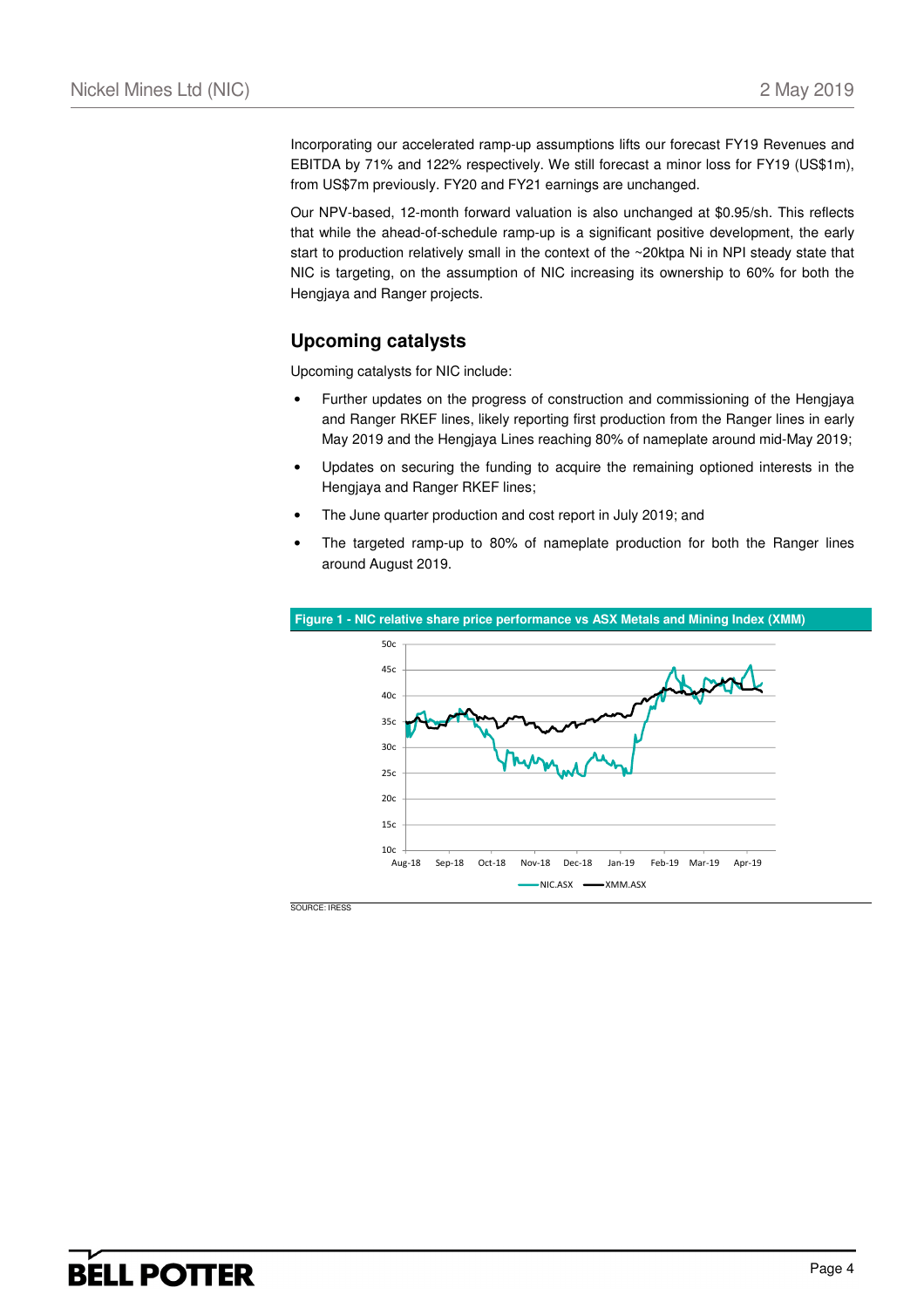Incorporating our accelerated ramp-up assumptions lifts our forecast FY19 Revenues and EBITDA by 71% and 122% respectively. We still forecast a minor loss for FY19 (US$1m), from US$7m previously. FY20 and FY21 earnings are unchanged.

Our NPV-based, 12-month forward valuation is also unchanged at $0.95/sh. This reflects that while the ahead-of-schedule ramp-up is a significant positive development, the early start to production relatively small in the context of the ~20ktpa Ni in NPI steady state that NIC is targeting, on the assumption of NIC increasing its ownership to 60% for both the Hengjaya and Ranger projects.

## Upcoming catalysts

Upcoming catalysts for NIC include:

- Further updates on the progress of construction and commissioning of the Hengjaya and Ranger RKEF lines, likely reporting first production from the Ranger lines in early May 2019 and the Hengjaya Lines reaching 80% of nameplate around mid-May 2019;
- Updates on securing the funding to acquire the remaining optioned interests in the Hengjaya and Ranger RKEF lines;
- The June quarter production and cost report in July 2019; and
- The targeted ramp-up to 80% of nameplate production for both the Ranger lines around August 2019.

**Figure 1 - NIC relative share price performance vs ASX Metals and Mining Index (XMM)**

50c
45c
40c
35c
30c
25c
20c
15c
10c
Aug-18 Sep-18 Oct-18 Nov-18 Dec-18 Jan-19 Feb-19 Mar-19 Apr-19
NIC.ASX XMM.ASX

SOURCE: IRESS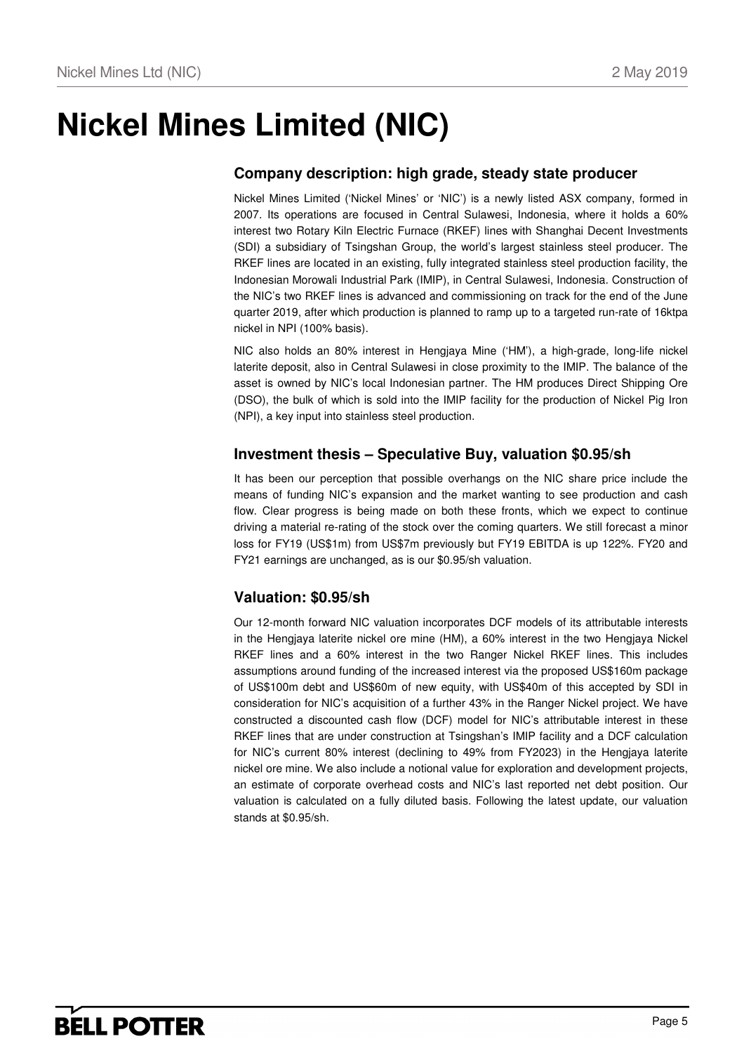# Nickel Mines Limited (NIC)

## Company description: high grade, steady state producer

Nickel Mines Limited ('Nickel Mines' or 'NIC') is a newly listed ASX company, formed in 2007. Its operations are focused in Central Sulawesi, Indonesia, where it holds a 60% interest two Rotary Kiln Electric Furnace (RKEF) lines with Shanghai Decent Investments (SDI) a subsidiary of Tsingshan Group, the world's largest stainless steel producer. The RKEF lines are located in an existing, fully integrated stainless steel production facility, the Indonesian Morowali Industrial Park (IMIP), in Central Sulawesi, Indonesia. Construction of the NIC's two RKEF lines is advanced and commissioning on track for the end of the June quarter 2019, after which production is planned to ramp up to a targeted run-rate of 16ktpa nickel in NPI (100% basis).

NIC also holds an 80% interest in Hengjaya Mine ('HM'), a high-grade, long-life nickel laterite deposit, also in Central Sulawesi in close proximity to the IMIP. The balance of the asset is owned by NIC's local Indonesian partner. The HM produces Direct Shipping Ore (DSO), the bulk of which is sold into the IMIP facility for the production of Nickel Pig Iron (NPI), a key input into stainless steel production.

## Investment thesis – Speculative Buy, valuation $0.95/sh

It has been our perception that possible overhangs on the NIC share price include the means of funding NIC's expansion and the market wanting to see production and cash flow. Clear progress is being made on both these fronts, which we expect to continue driving a material re-rating of the stock over the coming quarters. We still forecast a minor loss for FY19 (US$1m) from US$7m previously but FY19 EBITDA is up 122%. FY20 and FY21 earnings are unchanged, as is our $0.95/sh valuation.

## Valuation: $0.95/sh

Our 12-month forward NIC valuation incorporates DCF models of its attributable interests in the Hengjaya laterite nickel ore mine (HM), a 60% interest in the two Hengjaya Nickel RKEF lines and a 60% interest in the two Ranger Nickel RKEF lines. This includes assumptions around funding of the increased interest via the proposed US$160m package of US$100m debt and US$60m of new equity, with US$40m of this accepted by SDI in consideration for NIC's acquisition of a further 43% in the Ranger Nickel project. We have constructed a discounted cash flow (DCF) model for NIC's attributable interest in these RKEF lines that are under construction at Tsingshan's IMIP facility and a DCF calculation for NIC's current 80% interest (declining to 49% from FY2023) in the Hengjaya laterite nickel ore mine. We also include a notional value for exploration and development projects, an estimate of corporate overhead costs and NIC's last reported net debt position. Our valuation is calculated on a fully diluted basis. Following the latest update, our valuation stands at $0.95/sh.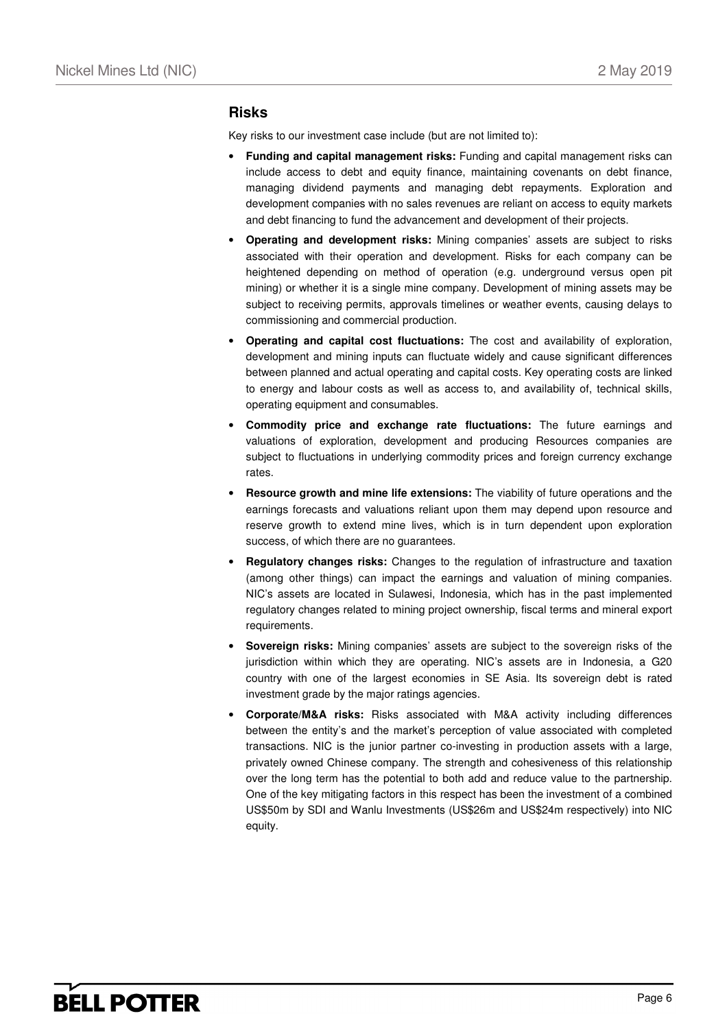## Risks

Key risks to our investment case include (but are not limited to):

- **Funding and capital management risks:** Funding and capital management risks can include access to debt and equity finance, maintaining covenants on debt finance, managing dividend payments and managing debt repayments. Exploration and development companies with no sales revenues are reliant on access to equity markets and debt financing to fund the advancement and development of their projects.
- **Operating and development risks:** Mining companies' assets are subject to risks associated with their operation and development. Risks for each company can be heightened depending on method of operation (e.g. underground versus open pit mining) or whether it is a single mine company. Development of mining assets may be subject to receiving permits, approvals timelines or weather events, causing delays to commissioning and commercial production.
- **Operating and capital cost fluctuations:** The cost and availability of exploration, development and mining inputs can fluctuate widely and cause significant differences between planned and actual operating and capital costs. Key operating costs are linked to energy and labour costs as well as access to, and availability of, technical skills, operating equipment and consumables.
- **Commodity price and exchange rate fluctuations:** The future earnings and valuations of exploration, development and producing Resources companies are subject to fluctuations in underlying commodity prices and foreign currency exchange rates.
- **Resource growth and mine life extensions:** The viability of future operations and the earnings forecasts and valuations reliant upon them may depend upon resource and reserve growth to extend mine lives, which is in turn dependent upon exploration success, of which there are no guarantees.
- **Regulatory changes risks:** Changes to the regulation of infrastructure and taxation (among other things) can impact the earnings and valuation of mining companies. NIC's assets are located in Sulawesi, Indonesia, which has in the past implemented regulatory changes related to mining project ownership, fiscal terms and mineral export requirements.
- **Sovereign risks:** Mining companies' assets are subject to the sovereign risks of the jurisdiction within which they are operating. NIC's assets are in Indonesia, a G20 country with one of the largest economies in SE Asia. Its sovereign debt is rated investment grade by the major ratings agencies.
- **Corporate/M&A risks:** Risks associated with M&A activity including differences between the entity's and the market's perception of value associated with completed transactions. NIC is the junior partner co-investing in production assets with a large, privately owned Chinese company. The strength and cohesiveness of this relationship over the long term has the potential to both add and reduce value to the partnership. One of the key mitigating factors in this respect has been the investment of a combined US$50m by SDI and Wanlu Investments (US$26m and US$24m respectively) into NIC equity.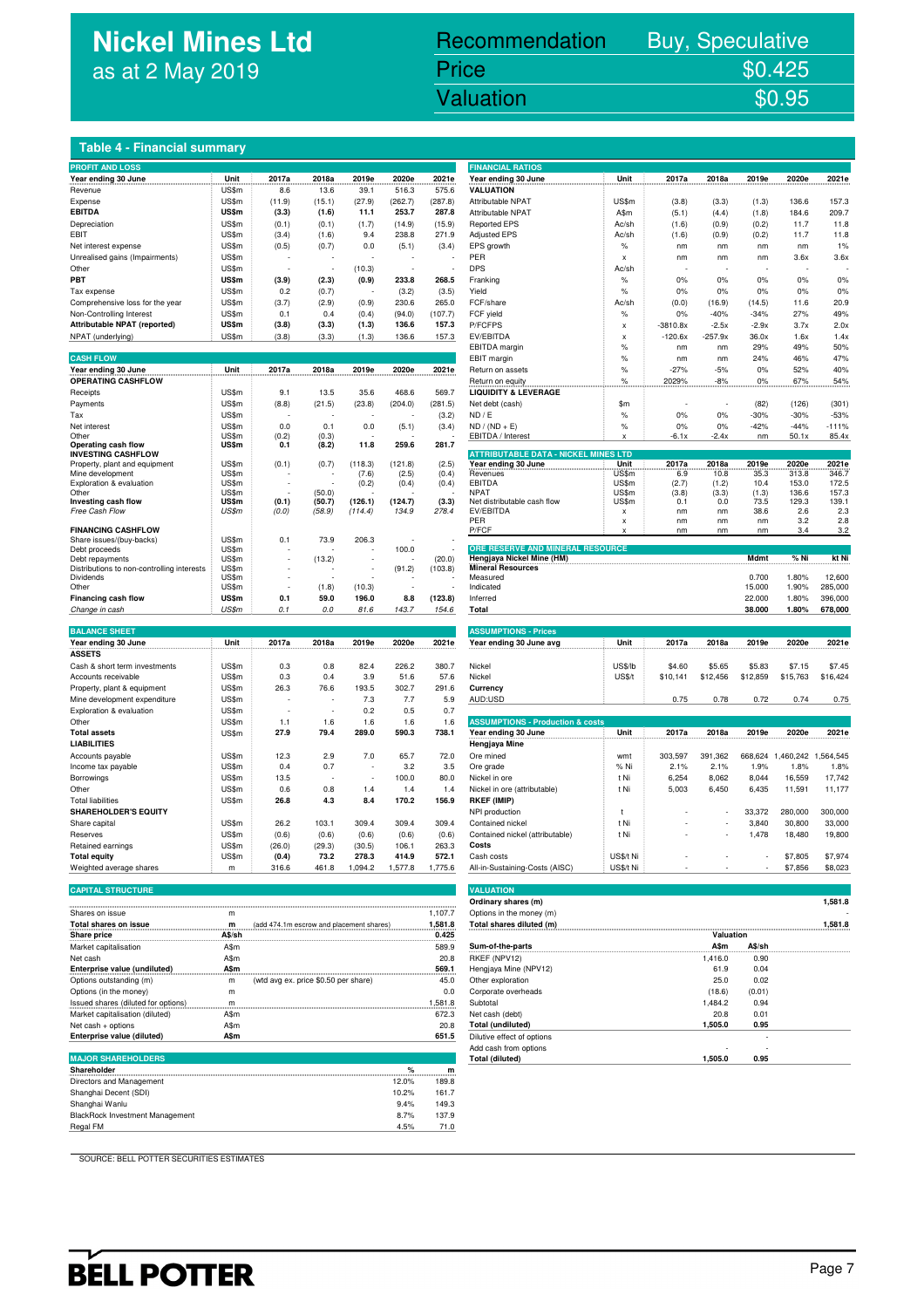# Nickel Mines Ltd
as at 2 May 2019

| | |
|---|---|
| Recommendation | Buy, Speculative |
| Price | $0.425 |
| Valuation | $0.95 |

## Table 4 - Financial summary

**PROFIT AND LOSS**

| Year ending 30 June | Unit | 2017a | 2018a | 2019e | 2020e | 2021e |
|---|---|---|---|---|---|---|
| Revenue | US$m | 8.6 | 13.6 | 39.1 | 516.3 | 575.6 |
| Expense | US$m | (11.9) | (15.1) | (27.9) | (262.7) | (287.8) |
| **EBITDA** | **US$m** | **(3.3)** | **(1.6)** | **11.1** | **253.7** | **287.8** |
| Depreciation | US$m | (0.1) | (0.1) | (1.7) | (14.9) | (15.9) |
| EBIT | US$m | (3.4) | (1.6) | 9.4 | 238.8 | 271.9 |
| Net interest expense | US$m | (0.5) | (0.7) | 0.0 | (5.1) | (3.4) |
| Unrealised gains (Impairments) | US$m | - | - | - | - | - |
| Other | US$m | - | - | (10.3) | - | - |
| **PBT** | **US$m** | **(3.9)** | **(2.3)** | **(0.9)** | **233.8** | **268.5** |
| Tax expense | US$m | 0.2 | (0.7) | - | (3.2) | (3.5) |
| Comprehensive loss for the year | US$m | (3.7) | (2.9) | (0.9) | 230.6 | 265.0 |
| Non-Controlling Interest | US$m | 0.1 | 0.4 | (0.4) | (94.0) | (107.7) |
| **Attributable NPAT (reported)** | **US$m** | **(3.8)** | **(3.3)** | **(1.3)** | **136.6** | **157.3** |
| NPAT (underlying) | US$m | (3.8) | (3.3) | (1.3) | 136.6 | 157.3 |

**CASH FLOW**

| Year ending 30 June | Unit | 2017a | 2018a | 2019e | 2020e | 2021e |
|---|---|---|---|---|---|---|
| **OPERATING CASHFLOW** | | | | | | |
| Receipts | US$m | 9.1 | 13.5 | 35.6 | 468.6 | 569.7 |
| Payments | US$m | (8.8) | (21.5) | (23.8) | (204.0) | (281.5) |
| Tax | US$m | - | - | - | - | (3.2) |
| Net interest | US$m | 0.0 | 0.1 | 0.0 | (5.1) | (3.4) |
| Other | US$m | (0.2) | (0.3) | - | - | - |
| **Operating cash flow** | **US$m** | **0.1** | **(8.2)** | **11.8** | **259.6** | **281.7** |
| **INVESTING CASHFLOW** | | | | | | |
| Property, plant and equipment | US$m | (0.1) | (0.7) | (118.3) | (121.8) | (2.5) |
| Mine development | US$m | - | - | (7.6) | (2.5) | (0.4) |
| Exploration & evaluation | US$m | - | - | (0.2) | (0.4) | (0.4) |
| Other | US$m | - | (50.0) | - | - | - |
| **Investing cash flow** | **US$m** | **(0.1)** | **(50.7)** | **(126.1)** | **(124.7)** | **(3.3)** |
| *Free Cash Flow* | *US$m* | *(0.0)* | *(58.9)* | *(114.4)* | *134.9* | *278.4* |
| **FINANCING CASHFLOW** | | | | | | |
| Share issues/(buy-backs) | US$m | 0.1 | 73.9 | 206.3 | - | - |
| Debt proceeds | US$m | - | - | - | 100.0 | - |
| Debt repayments | US$m | - | (13.2) | - | - | (20.0) |
| Distributions to non-controlling interests | US$m | - | - | - | (91.2) | (103.8) |
| Dividends | US$m | - | - | - | - | - |
| Other | US$m | - | (1.8) | (10.3) | - | - |
| **Financing cash flow** | **US$m** | **0.1** | **59.0** | **196.0** | **8.8** | **(123.8)** |
| *Change in cash* | *US$m* | *0.1* | *0.0* | *81.6* | *143.7* | *154.6* |

**BALANCE SHEET**

| Year ending 30 June | Unit | 2017a | 2018a | 2019e | 2020e | 2021e |
|---|---|---|---|---|---|---|
| **ASSETS** | | | | | | |
| Cash & short term investments | US$m | 0.3 | 0.8 | 82.4 | 226.2 | 380.7 |
| Accounts receivable | US$m | 0.3 | 0.4 | 3.9 | 51.6 | 57.6 |
| Property, plant & equipment | US$m | 26.3 | 76.6 | 193.5 | 302.7 | 291.6 |
| Mine development expenditure | US$m | - | - | 7.3 | 7.7 | 5.9 |
| Exploration & evaluation | US$m | - | - | 0.2 | 0.5 | 0.7 |
| Other | US$m | 1.1 | 1.6 | 1.6 | 1.6 | 1.6 |
| **Total assets** | **US$m** | **27.9** | **79.4** | **289.0** | **590.3** | **738.1** |
| **LIABILITIES** | | | | | | |
| Accounts payable | US$m | 12.3 | 2.9 | 7.0 | 65.7 | 72.0 |
| Income tax payable | US$m | 0.4 | 0.7 | - | 3.2 | 3.5 |
| Borrowings | US$m | 13.5 | - | - | 100.0 | 80.0 |
| Other | US$m | 0.6 | 0.8 | 1.4 | 1.4 | 1.4 |
| Total liabilities | US$m | 26.8 | 4.3 | 8.4 | 170.2 | 156.9 |
| **SHAREHOLDER'S EQUITY** | | | | | | |
| Share capital | US$m | 26.2 | 103.1 | 309.4 | 309.4 | 309.4 |
| Reserves | US$m | (0.6) | (0.6) | (0.6) | (0.6) | (0.6) |
| Retained earnings | US$m | (26.0) | (29.3) | (30.5) | 106.1 | 263.3 |
| **Total equity** | **US$m** | **(0.4)** | **73.2** | **278.3** | **414.9** | **572.1** |
| Weighted average shares | m | 316.6 | 461.8 | 1,094.2 | 1,577.8 | 1,775.6 |

**CAPITAL STRUCTURE**

| | Unit | | |
|---|---|---|---|
| Shares on issue | m | | 1,107.7 |
| **Total shares on issue** | **m** | (add 474.1m escrow and placement shares) | **1,581.8** |
| **Share price** | **A$/sh** | | **0.425** |
| Market capitalisation | A$m | | 589.9 |
| Net cash | A$m | | 20.8 |
| **Enterprise value (undiluted)** | **A$m** | | **569.1** |
| Options outstanding (m) | m | (wtd avg ex. price $0.50 per share) | 45.0 |
| Options (in the money) | m | | 0.0 |
| Issued shares (diluted for options) | m | | 1,581.8 |
| Market capitalisation (diluted) | A$m | | 672.3 |
| Net cash + options | A$m | | 20.8 |
| **Enterprise value (diluted)** | **A$m** | | **651.5** |

**MAJOR SHAREHOLDERS**

| Shareholder | % | m |
|---|---|---|
| Directors and Management | 12.0% | 189.8 |
| Shanghai Decent (SDI) | 10.2% | 161.7 |
| Shanghai Wanlu | 9.4% | 149.3 |
| BlackRock Investment Management | 8.7% | 137.9 |
| Regal FM | 4.5% | 71.0 |

**FINANCIAL RATIOS**

| Year ending 30 June | Unit | 2017a | 2018a | 2019e | 2020e | 2021e |
|---|---|---|---|---|---|---|
| **VALUATION** | | | | | | |
| Attributable NPAT | US$m | (3.8) | (3.3) | (1.3) | 136.6 | 157.3 |
| Attributable NPAT | A$m | (5.1) | (4.4) | (1.8) | 184.6 | 209.7 |
| Reported EPS | Ac/sh | (1.6) | (0.9) | (0.2) | 11.7 | 11.8 |
| Adjusted EPS | Ac/sh | (1.6) | (0.9) | (0.2) | 11.7 | 11.8 |
| EPS growth | % | nm | nm | nm | nm | 1% |
| PER | x | nm | nm | nm | 3.6x | 3.6x |
| DPS | Ac/sh | - | - | - | - | - |
| Franking | % | 0% | 0% | 0% | 0% | 0% |
| Yield | % | 0% | 0% | 0% | 0% | 0% |
| FCF/share | Ac/sh | (0.0) | (16.9) | (14.5) | 11.6 | 20.9 |
| FCF yield | % | 0% | -40% | -34% | 27% | 49% |
| P/FCFPS | x | -3810.8x | -2.5x | -2.9x | 3.7x | 2.0x |
| EV/EBITDA | x | -120.6x | -257.9x | 36.0x | 1.6x | 1.4x |
| EBITDA margin | % | nm | nm | 29% | 49% | 50% |
| EBIT margin | % | nm | nm | 24% | 46% | 47% |
| Return on assets | % | -27% | -5% | 0% | 52% | 40% |
| Return on equity | % | 2029% | -8% | 0% | 67% | 54% |
| **LIQUIDITY & LEVERAGE** | | | | | | |
| Net debt (cash) | $m | - | - | (82) | (126) | (301) |
| ND / E | % | 0% | 0% | -30% | -30% | -53% |
| ND / (ND + E) | % | 0% | 0% | -42% | -44% | -111% |
| EBITDA / Interest | x | -6.1x | -2.4x | nm | 50.1x | 85.4x |

**ATTRIBUTABLE DATA - NICKEL MINES LTD**

| Year ending 30 June | Unit | 2017a | 2018a | 2019e | 2020e | 2021e |
|---|---|---|---|---|---|---|
| Revenues | US$m | 6.9 | 10.8 | 35.3 | 313.8 | 346.7 |
| EBITDA | US$m | (2.7) | (1.2) | 10.4 | 153.0 | 172.5 |
| NPAT | US$m | (3.8) | (3.3) | (1.3) | 136.6 | 157.3 |
| Net distributable cash flow | US$m | 0.1 | 0.0 | 73.5 | 129.3 | 139.1 |
| EV/EBITDA | x | nm | nm | 38.6 | 2.6 | 2.3 |
| PER | x | nm | nm | nm | 3.2 | 2.8 |
| P/FCF | x | nm | nm | nm | 3.4 | 3.2 |

**ORE RESERVE AND MINERAL RESOURCE**

| Hengjaya Nickel Mine (HM) | Mdmt | % Ni | kt Ni |
|---|---|---|---|
| **Mineral Resources** | | | |
| Measured | 0.700 | 1.80% | 12,600 |
| Indicated | 15.000 | 1.90% | 285,000 |
| Inferred | 22.000 | 1.80% | 396,000 |
| **Total** | **38.000** | **1.80%** | **678,000** |

**ASSUMPTIONS - Prices**

| Year ending 30 June avg | Unit | 2017a | 2018a | 2019e | 2020e | 2021e |
|---|---|---|---|---|---|---|
| Nickel | US$/lb | $4.60 | $5.65 | $5.83 | $7.15 | $7.45 |
| Nickel | US$/t | $10,141 | $12,456 | $12,859 | $15,763 | $16,424 |
| **Currency** | | | | | | |
| AUD:USD | | 0.75 | 0.78 | 0.72 | 0.74 | 0.75 |

**ASSUMPTIONS - Production & costs**

| Year ending 30 June | Unit | 2017a | 2018a | 2019e | 2020e | 2021e |
|---|---|---|---|---|---|---|
| **Hengjaya Mine** | | | | | | |
| Ore mined | wmt | 303,597 | 391,362 | 668,624 | 1,460,242 | 1,564,545 |
| Ore grade | % Ni | 2.1% | 2.1% | 1.9% | 1.8% | 1.8% |
| Nickel in ore | t Ni | 6,254 | 8,062 | 8,044 | 16,559 | 17,742 |
| Nickel in ore (attributable) | t Ni | 5,003 | 6,450 | 6,435 | 11,591 | 11,177 |
| **RKEF (IMIP)** | | | | | | |
| NPI production | t | - | - | 33,372 | 280,000 | 300,000 |
| Contained nickel | t Ni | - | - | 3,840 | 30,800 | 33,000 |
| Contained nickel (attributable) | t Ni | - | - | 1,478 | 18,480 | 19,800 |
| **Costs** | | | | | | |
| Cash costs | US$/t Ni | - | - | - | $7,805 | $7,974 |
| All-in-Sustaining-Costs (AISC) | US$/t Ni | - | - | - | $7,856 | $8,023 |

**VALUATION**

| | | |
|---|---|---|
| **Ordinary shares (m)** | | **1,581.8** |
| Options in the money (m) | | - |
| **Total shares diluted (m)** | | **1,581.8** |
| | **Valuation** | |
| **Sum-of-the-parts** | **A$m** | **A$/sh** |
| RKEF (NPV12) | 1,416.0 | 0.90 |
| Hengjaya Mine (NPV12) | 61.9 | 0.04 |
| Other exploration | 25.0 | 0.02 |
| Corporate overheads | (18.6) | (0.01) |
| Subtotal | 1,484.2 | 0.94 |
| Net cash (debt) | 20.8 | 0.01 |
| **Total (undiluted)** | **1,505.0** | **0.95** |
| Dilutive effect of options | | - |
| Add cash from options | - | - |
| **Total (diluted)** | **1,505.0** | **0.95** |

SOURCE: BELL POTTER SECURITIES ESTIMATES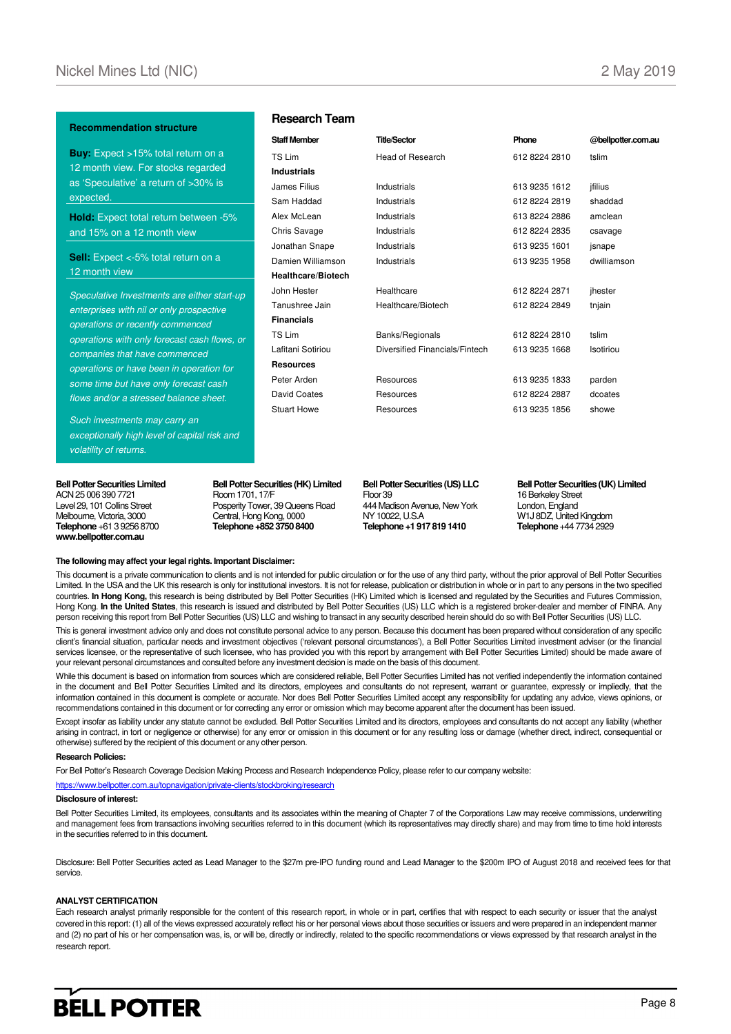**Recommendation structure**

**Buy:** Expect >15% total return on a 12 month view. For stocks regarded as 'Speculative' a return of >30% is expected.

**Hold:** Expect total return between -5% and 15% on a 12 month view

**Sell:** Expect <-5% total return on a 12 month view

*Speculative Investments are either start-up enterprises with nil or only prospective operations or recently commenced operations with only forecast cash flows, or companies that have commenced operations or have been in operation for some time but have only forecast cash flows and/or a stressed balance sheet.*

*Such investments may carry an exceptionally high level of capital risk and volatility of returns.*

## Research Team

| Staff Member | Title/Sector | Phone | @bellpotter.com.au |
|---|---|---|---|
| TS Lim | Head of Research | 612 8224 2810 | tslim |
| **Industrials** | | | |
| James Filius | Industrials | 613 9235 1612 | jfilius |
| Sam Haddad | Industrials | 612 8224 2819 | shaddad |
| Alex McLean | Industrials | 612 8224 2886 | amclean |
| Chris Savage | Industrials | 612 8224 2835 | csavage |
| Jonathan Snape | Industrials | 613 9235 1601 | jsnape |
| Damien Williamson | Industrials | 613 9235 1958 | dwilliamson |
| **Healthcare/Biotech** | | | |
| John Hester | Healthcare | 612 8224 2871 | jhester |
| Tanushree Jain | Healthcare/Biotech | 612 8224 2849 | tnjain |
| **Financials** | | | |
| TS Lim | Banks/Regionals | 612 8224 2810 | tslim |
| Lafitani Sotiriou | Diversified Financials/Fintech | 613 9235 1668 | lsotiriou |
| **Resources** | | | |
| Peter Arden | Resources | 613 9235 1833 | parden |
| David Coates | Resources | 612 8224 2887 | dcoates |
| Stuart Howe | Resources | 613 9235 1856 | showe |

**Bell Potter Securities Limited**
ACN 25 006 390 7721
Level 29, 101 Collins Street
Melbourne, Victoria, 3000
**Telephone** +61 3 9256 8700
**www.bellpotter.com.au**

**Bell Potter Securities (HK) Limited**
Room 1701, 17/F
Posperity Tower, 39 Queens Road
Central, Hong Kong, 0000
**Telephone +852 3750 8400**

**Bell Potter Securities (US) LLC**
Floor 39
444 Madison Avenue, New York
NY 10022, U.S.A
**Telephone +1 917 819 1410**

**Bell Potter Securities (UK) Limited**
16 Berkeley Street
London, England
W1J 8DZ, United Kingdom
**Telephone** +44 7734 2929

**The following may affect your legal rights. Important Disclaimer:**

This document is a private communication to clients and is not intended for public circulation or for the use of any third party, without the prior approval of Bell Potter Securities Limited. In the USA and the UK this research is only for institutional investors. It is not for release, publication or distribution in whole or in part to any persons in the two specified countries. **In Hong Kong,** this research is being distributed by Bell Potter Securities (HK) Limited which is licensed and regulated by the Securities and Futures Commission, Hong Kong. **In the United States**, this research is issued and distributed by Bell Potter Securities (US) LLC which is a registered broker-dealer and member of FINRA. Any person receiving this report from Bell Potter Securities (US) LLC and wishing to transact in any security described herein should do so with Bell Potter Securities (US) LLC.

This is general investment advice only and does not constitute personal advice to any person. Because this document has been prepared without consideration of any specific client's financial situation, particular needs and investment objectives ('relevant personal circumstances'), a Bell Potter Securities Limited investment adviser (or the financial services licensee, or the representative of such licensee, who has provided you with this report by arrangement with Bell Potter Securities Limited) should be made aware of your relevant personal circumstances and consulted before any investment decision is made on the basis of this document.

While this document is based on information from sources which are considered reliable, Bell Potter Securities Limited has not verified independently the information contained in the document and Bell Potter Securities Limited and its directors, employees and consultants do not represent, warrant or guarantee, expressly or impliedly, that the information contained in this document is complete or accurate. Nor does Bell Potter Securities Limited accept any responsibility for updating any advice, views opinions, or recommendations contained in this document or for correcting any error or omission which may become apparent after the document has been issued.

Except insofar as liability under any statute cannot be excluded. Bell Potter Securities Limited and its directors, employees and consultants do not accept any liability (whether arising in contract, in tort or negligence or otherwise) for any error or omission in this document or for any resulting loss or damage (whether direct, indirect, consequential or otherwise) suffered by the recipient of this document or any other person.

**Research Policies:**

For Bell Potter's Research Coverage Decision Making Process and Research Independence Policy, please refer to our company website:

https://www.bellpotter.com.au/topnavigation/private-clients/stockbroking/research

**Disclosure of interest:**

Bell Potter Securities Limited, its employees, consultants and its associates within the meaning of Chapter 7 of the Corporations Law may receive commissions, underwriting and management fees from transactions involving securities referred to in this document (which its representatives may directly share) and may from time to time hold interests in the securities referred to in this document.

Disclosure: Bell Potter Securities acted as Lead Manager to the $27m pre-IPO funding round and Lead Manager to the $200m IPO of August 2018 and received fees for that service.

**ANALYST CERTIFICATION**

Each research analyst primarily responsible for the content of this research report, in whole or in part, certifies that with respect to each security or issuer that the analyst covered in this report: (1) all of the views expressed accurately reflect his or her personal views about those securities or issuers and were prepared in an independent manner and (2) no part of his or her compensation was, is, or will be, directly or indirectly, related to the specific recommendations or views expressed by that research analyst in the research report.